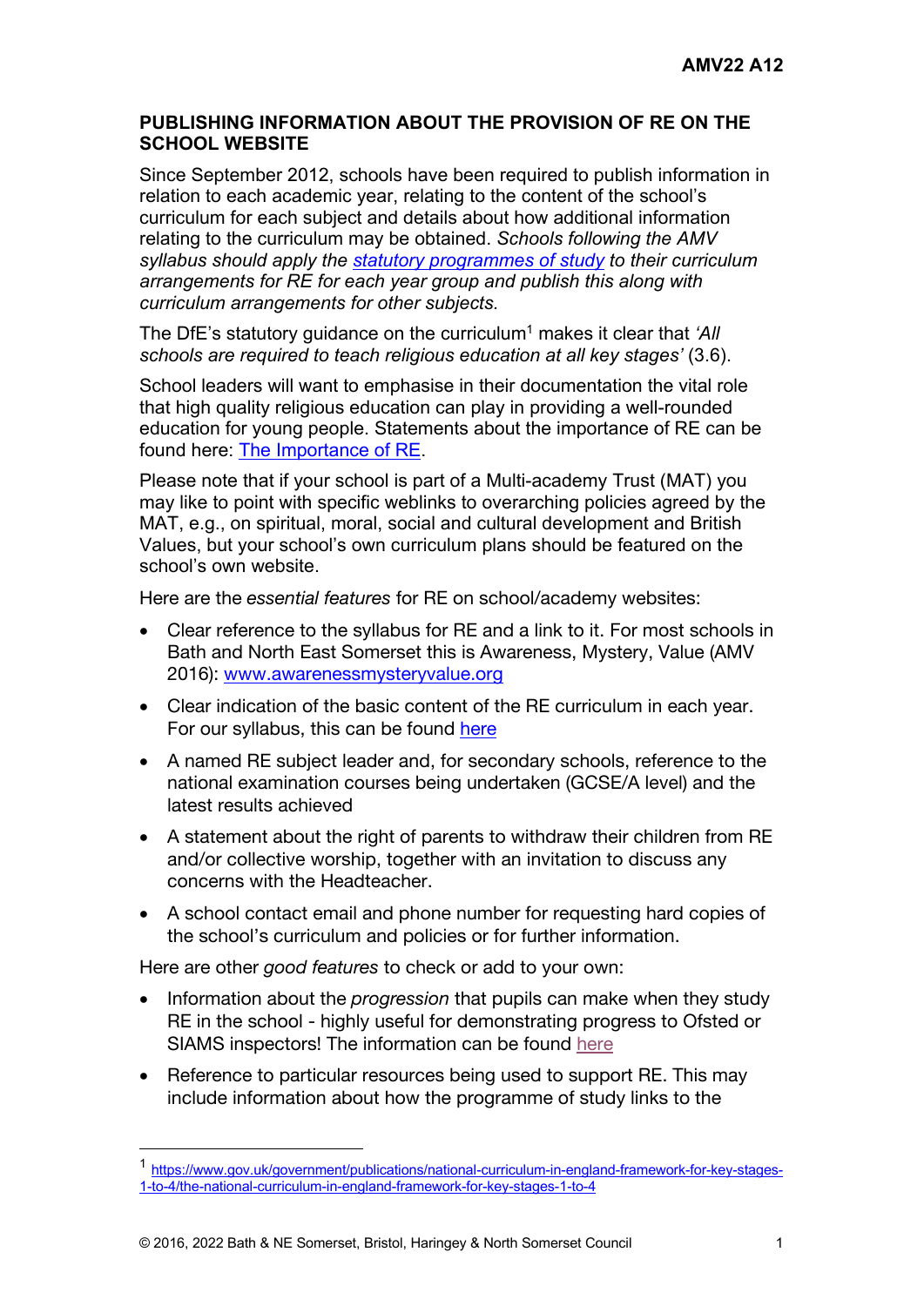## PUBLISHING INFORMATION ABOUT THE PROVISION OF RE ON THE SCHOOL WEBSITE

Since September 2012, schools have been required to publish information in relation to each academic year, relating to the content of the school's curriculum for each subject and details about how additional information relating to the curriculum may be obtained. *Schools following the AMV syllabus should apply the [statutory programmes of study](statutory programmes of study) to their curriculum arrangements for RE for each year group and publish this along with curriculum arrangements for other subjects.*

The DfE's statutory guidance on the curriculum[1] makes it clear that *'All schools are required to teach religious education at all key stages'* (3.6).

School leaders will want to emphasise in their documentation the vital role that high quality religious education can play in providing a well-rounded education for young people. Statements about the importance of RE can be found here: The Importance of RE.

Please note that if your school is part of a Multi-academy Trust (MAT) you may like to point with specific weblinks to overarching policies agreed by the MAT, e.g., on spiritual, moral, social and cultural development and British Values, but your school's own curriculum plans should be featured on the school's own website.

Here are the *essential features* for RE on school/academy websites:

- Clear reference to the syllabus for RE and a link to it. For most schools in Bath and North East Somerset this is Awareness, Mystery, Value (AMV 2016): www.awarenessmysteryvalue.org
- Clear indication of the basic content of the RE curriculum in each year. For our syllabus, this can be found here
- A named RE subject leader and, for secondary schools, reference to the national examination courses being undertaken (GCSE/A level) and the latest results achieved
- A statement about the right of parents to withdraw their children from RE and/or collective worship, together with an invitation to discuss any concerns with the Headteacher.
- A school contact email and phone number for requesting hard copies of the school's curriculum and policies or for further information.

Here are other *good features* to check or add to your own:

- Information about the *progression* that pupils can make when they study RE in the school - highly useful for demonstrating progress to Ofsted or SIAMS inspectors! The information can be found here
- Reference to particular resources being used to support RE. This may include information about how the programme of study links to the

[1] https://www.gov.uk/government/publications/national-curriculum-in-england-framework-for-key-stages-1-to-4/the-national-curriculum-in-england-framework-for-key-stages-1-to-4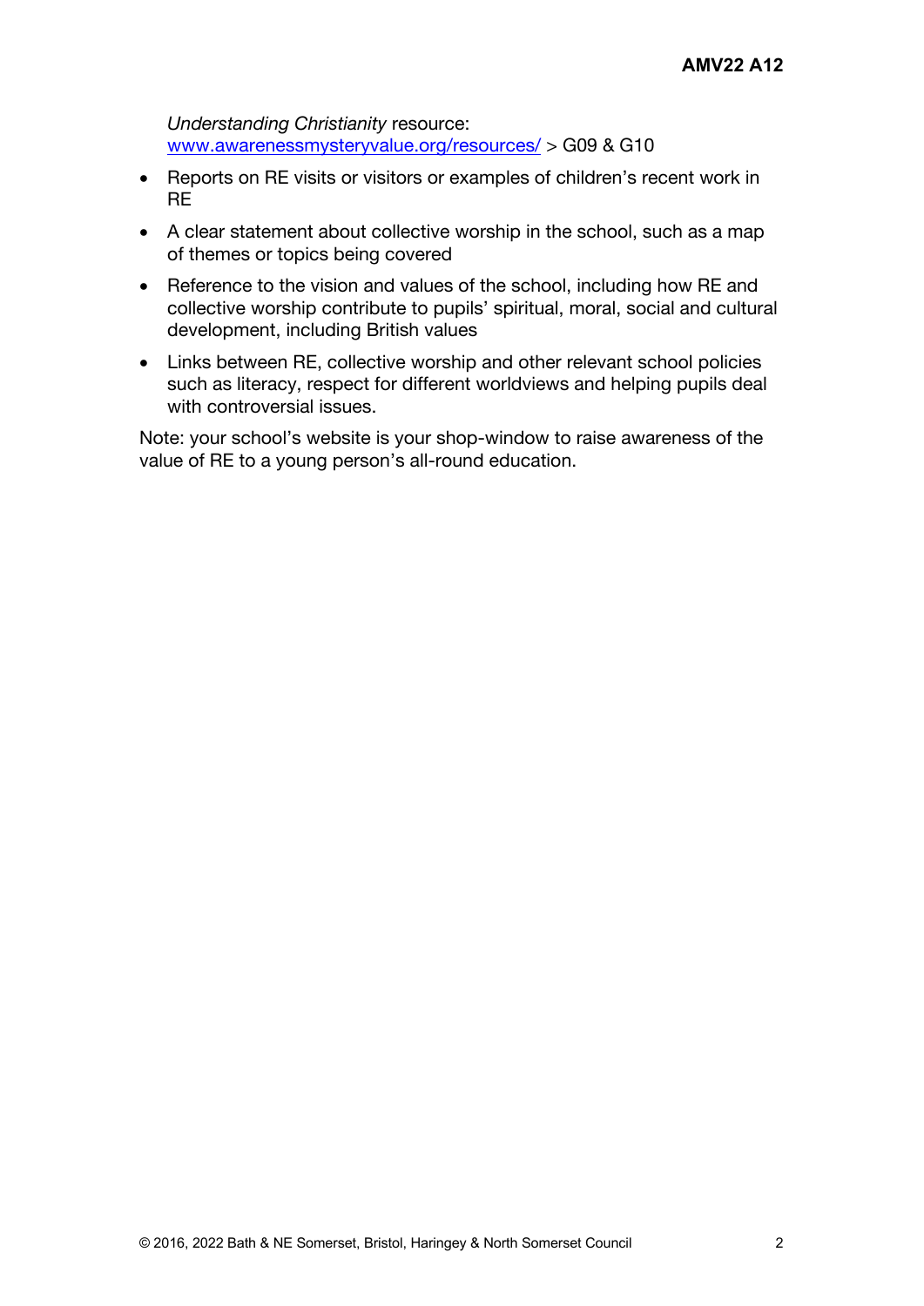*Understanding Christianity* resource: [www.awarenessmysteryvalue.org/resources/](www.awarenessmysteryvalue.org/resources/) > G09 & G10

- Reports on RE visits or visitors or examples of children's recent work in RE
- A clear statement about collective worship in the school, such as a map of themes or topics being covered
- Reference to the vision and values of the school, including how RE and collective worship contribute to pupils' spiritual, moral, social and cultural development, including British values
- Links between RE, collective worship and other relevant school policies such as literacy, respect for different worldviews and helping pupils deal with controversial issues.

Note: your school's website is your shop-window to raise awareness of the value of RE to a young person's all-round education.